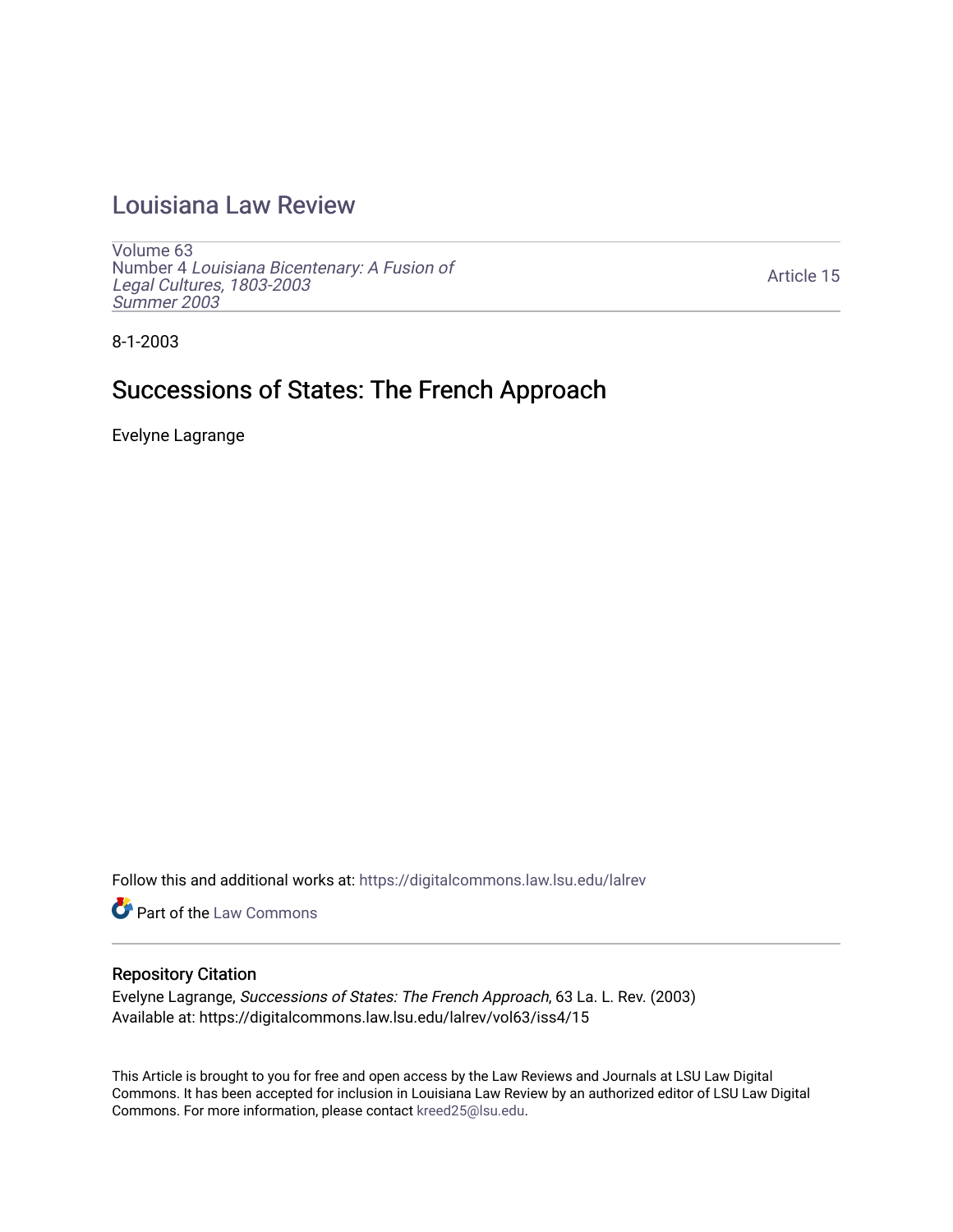# Louisiana Law Review

Volume 63
Number 4 *Louisiana Bicentenary: A Fusion of Legal Cultures, 1803-2003*
*Summer 2003*

Article 15

8-1-2003

## Successions of States: The French Approach

Evelyne Lagrange

Follow this and additional works at: https://digitalcommons.law.lsu.edu/lalrev

Part of the Law Commons

### Repository Citation

Evelyne Lagrange, *Successions of States: The French Approach*, 63 La. L. Rev. (2003)
Available at: https://digitalcommons.law.lsu.edu/lalrev/vol63/iss4/15

This Article is brought to you for free and open access by the Law Reviews and Journals at LSU Law Digital Commons. It has been accepted for inclusion in Louisiana Law Review by an authorized editor of LSU Law Digital Commons. For more information, please contact kreed25@lsu.edu.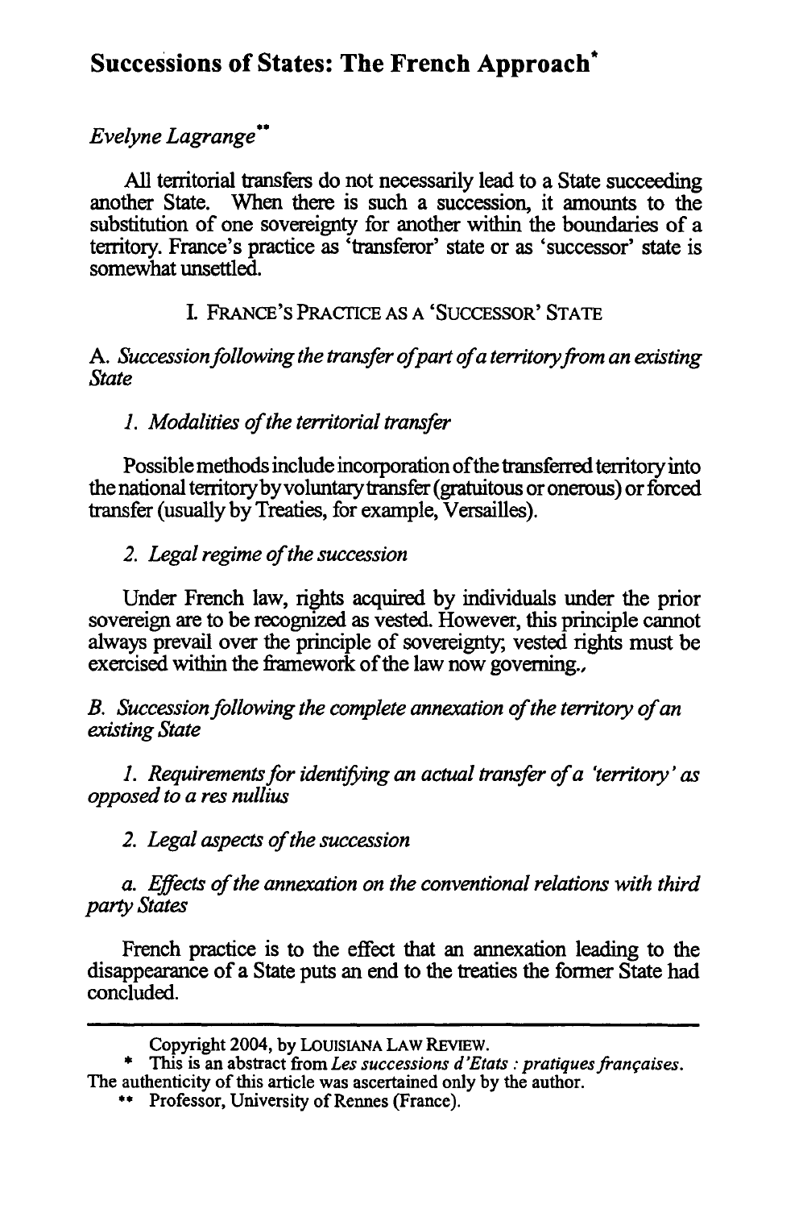# Successions of States: The French Approach*

*Evelyne Lagrange***

All territorial transfers do not necessarily lead to a State succeeding another State. When there is such a succession, it amounts to the substitution of one sovereignty for another within the boundaries of a territory. France's practice as 'transferor' state or as 'successor' state is somewhat unsettled.

## I. FRANCE'S PRACTICE AS A 'SUCCESSOR' STATE

### A. *Succession following the transfer of part of a territory from an existing State*

#### 1. *Modalities of the territorial transfer*

Possible methods include incorporation of the transferred territory into the national territory by voluntary transfer (gratuitous or onerous) or forced transfer (usually by Treaties, for example, Versailles).

#### 2. *Legal regime of the succession*

Under French law, rights acquired by individuals under the prior sovereign are to be recognized as vested. However, this principle cannot always prevail over the principle of sovereignty; vested rights must be exercised within the framework of the law now governing.,

### B. *Succession following the complete annexation of the territory of an existing State*

#### 1. *Requirements for identifying an actual transfer of a 'territory' as opposed to a res nullius*

#### 2. *Legal aspects of the succession*

##### a. *Effects of the annexation on the conventional relations with third party States*

French practice is to the effect that an annexation leading to the disappearance of a State puts an end to the treaties the former State had concluded.

---

Copyright 2004, by LOUISIANA LAW REVIEW.

\* This is an abstract from *Les successions d'Etats : pratiques françaises*. The authenticity of this article was ascertained only by the author.

\*\* Professor, University of Rennes (France).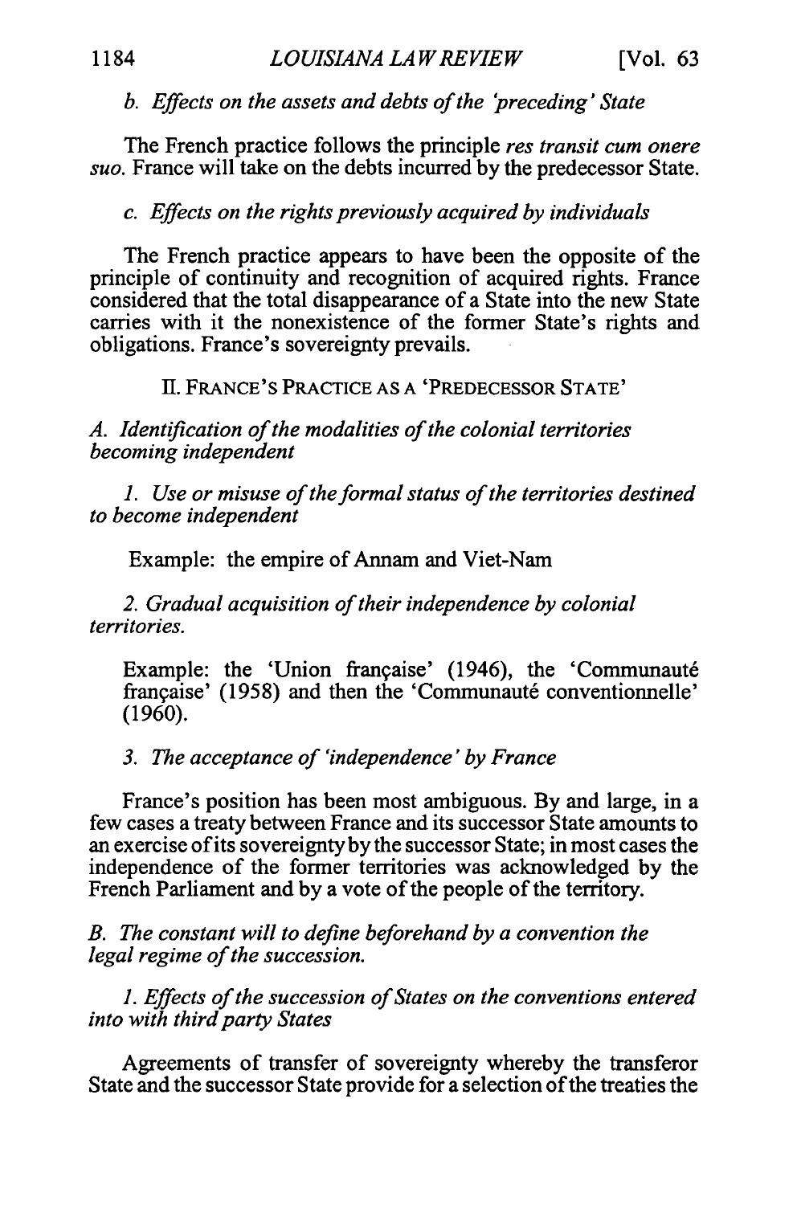*b. Effects on the assets and debts of the 'preceding' State*

The French practice follows the principle *res transit cum onere suo*. France will take on the debts incurred by the predecessor State.

*c. Effects on the rights previously acquired by individuals*

The French practice appears to have been the opposite of the principle of continuity and recognition of acquired rights. France considered that the total disappearance of a State into the new State carries with it the nonexistence of the former State's rights and obligations. France's sovereignty prevails.

## II. FRANCE'S PRACTICE AS A 'PREDECESSOR STATE'

### *A. Identification of the modalities of the colonial territories becoming independent*

*1. Use or misuse of the formal status of the territories destined to become independent*

Example: the empire of Annam and Viet-Nam

*2. Gradual acquisition of their independence by colonial territories.*

Example: the 'Union française' (1946), the 'Communauté française' (1958) and then the 'Communauté conventionnelle' (1960).

*3. The acceptance of 'independence' by France*

France's position has been most ambiguous. By and large, in a few cases a treaty between France and its successor State amounts to an exercise of its sovereignty by the successor State; in most cases the independence of the former territories was acknowledged by the French Parliament and by a vote of the people of the territory.

### *B. The constant will to define beforehand by a convention the legal regime of the succession.*

*1. Effects of the succession of States on the conventions entered into with third party States*

Agreements of transfer of sovereignty whereby the transferor State and the successor State provide for a selection of the treaties the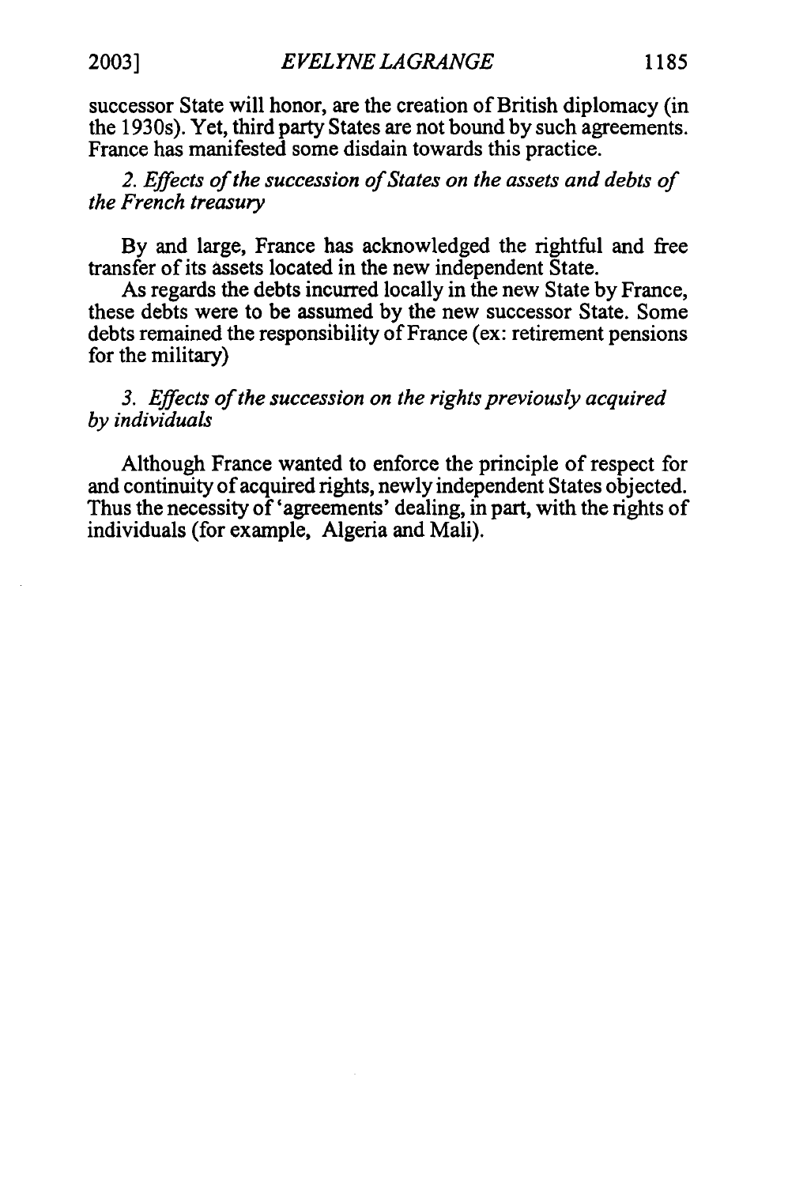successor State will honor, are the creation of British diplomacy (in the 1930s). Yet, third party States are not bound by such agreements. France has manifested some disdain towards this practice.

*2. Effects of the succession of States on the assets and debts of the French treasury*

By and large, France has acknowledged the rightful and free transfer of its assets located in the new independent State.

As regards the debts incurred locally in the new State by France, these debts were to be assumed by the new successor State. Some debts remained the responsibility of France (ex: retirement pensions for the military)

*3. Effects of the succession on the rights previously acquired by individuals*

Although France wanted to enforce the principle of respect for and continuity of acquired rights, newly independent States objected. Thus the necessity of 'agreements' dealing, in part, with the rights of individuals (for example, Algeria and Mali).